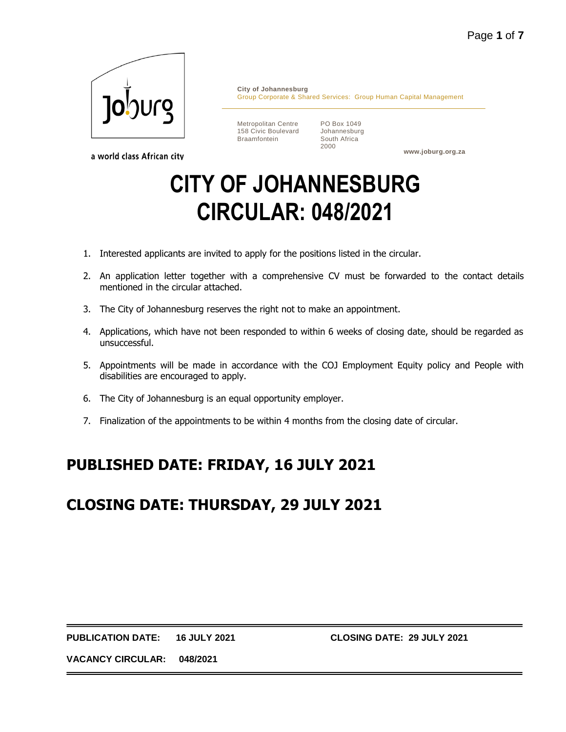Joburg

a world class African city

**City of Johannesburg**
Group Corporate & Shared Services: Group Human Capital Management

Metropolitan Centre
158 Civic Boulevard
Braamfontein

PO Box 1049
Johannesburg
South Africa
2000

**www.joburg.org.za**

# CITY OF JOHANNESBURG CIRCULAR: 048/2021

1. Interested applicants are invited to apply for the positions listed in the circular.
2. An application letter together with a comprehensive CV must be forwarded to the contact details mentioned in the circular attached.
3. The City of Johannesburg reserves the right not to make an appointment.
4. Applications, which have not been responded to within 6 weeks of closing date, should be regarded as unsuccessful.
5. Appointments will be made in accordance with the COJ Employment Equity policy and People with disabilities are encouraged to apply.
6. The City of Johannesburg is an equal opportunity employer.
7. Finalization of the appointments to be within 4 months from the closing date of circular.

## PUBLISHED DATE: FRIDAY, 16 JULY 2021

## CLOSING DATE: THURSDAY, 29 JULY 2021

**PUBLICATION DATE: 16 JULY 2021** **CLOSING DATE: 29 JULY 2021**

**VACANCY CIRCULAR: 048/2021**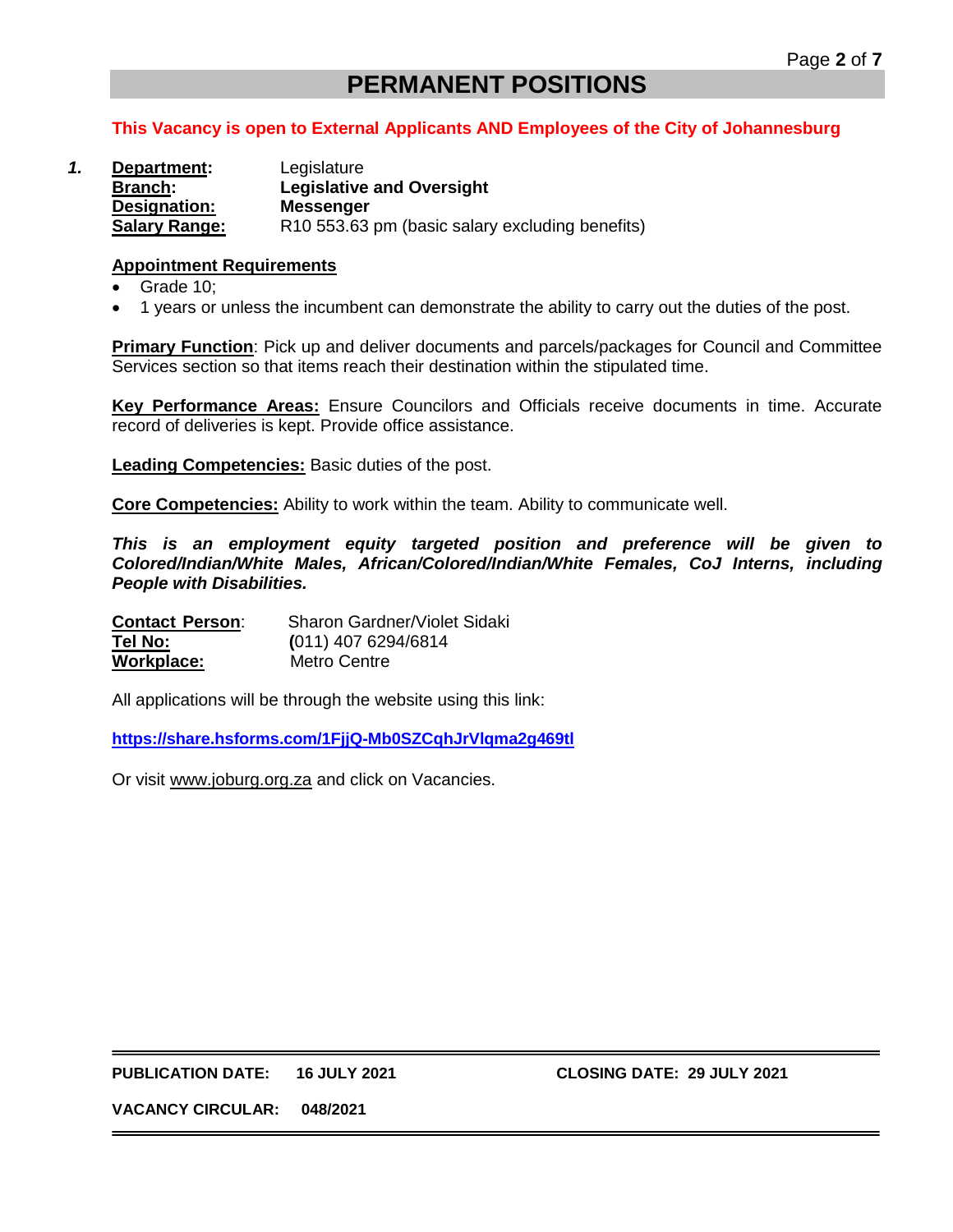# PERMANENT POSITIONS

**This Vacancy is open to External Applicants AND Employees of the City of Johannesburg**

***1.*** **Department:** Legislature
**Branch:** **Legislative and Oversight**
**Designation:** **Messenger**
**Salary Range:** R10 553.63 pm (basic salary excluding benefits)

**Appointment Requirements**

- Grade 10;
- 1 years or unless the incumbent can demonstrate the ability to carry out the duties of the post.

**Primary Function**: Pick up and deliver documents and parcels/packages for Council and Committee Services section so that items reach their destination within the stipulated time.

**Key Performance Areas:** Ensure Councilors and Officials receive documents in time. Accurate record of deliveries is kept. Provide office assistance.

**Leading Competencies:** Basic duties of the post.

**Core Competencies:** Ability to work within the team. Ability to communicate well.

***This is an employment equity targeted position and preference will be given to Colored/Indian/White Males, African/Colored/Indian/White Females, CoJ Interns, including People with Disabilities.***

**Contact Person**: Sharon Gardner/Violet Sidaki
**Tel No:** (011) 407 6294/6814
**Workplace:** Metro Centre

All applications will be through the website using this link:

**https://share.hsforms.com/1FjjQ-Mb0SZCqhJrVlqma2g469tl**

Or visit www.joburg.org.za and click on Vacancies.

**PUBLICATION DATE:** **16 JULY 2021** **CLOSING DATE: 29 JULY 2021**

**VACANCY CIRCULAR:** **048/2021**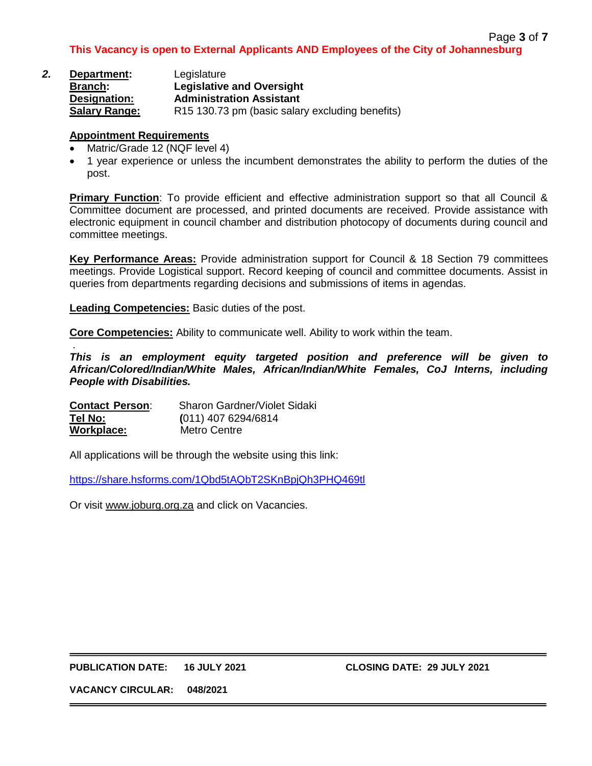**This Vacancy is open to External Applicants AND Employees of the City of Johannesburg**

***2.*** **Department:** Legislature
**Branch:** **Legislative and Oversight**
**Designation:** **Administration Assistant**
**Salary Range:** R15 130.73 pm (basic salary excluding benefits)

**Appointment Requirements**

- Matric/Grade 12 (NQF level 4)
- 1 year experience or unless the incumbent demonstrates the ability to perform the duties of the post.

**Primary Function**: To provide efficient and effective administration support so that all Council & Committee document are processed, and printed documents are received. Provide assistance with electronic equipment in council chamber and distribution photocopy of documents during council and committee meetings.

**Key Performance Areas:** Provide administration support for Council & 18 Section 79 committees meetings. Provide Logistical support. Record keeping of council and committee documents. Assist in queries from departments regarding decisions and submissions of items in agendas.

**Leading Competencies:** Basic duties of the post.

**Core Competencies:** Ability to communicate well. Ability to work within the team.

***This is an employment equity targeted position and preference will be given to African/Colored/Indian/White Males, African/Indian/White Females, CoJ Interns, including People with Disabilities.***

**Contact Person**: Sharon Gardner/Violet Sidaki
**Tel No:** (011) 407 6294/6814
**Workplace:** Metro Centre

All applications will be through the website using this link:

https://share.hsforms.com/1Qbd5tAQbT2SKnBpjQh3PHQ469tl

Or visit www.joburg.org.za and click on Vacancies.

**PUBLICATION DATE: 16 JULY 2021** **CLOSING DATE: 29 JULY 2021**

**VACANCY CIRCULAR: 048/2021**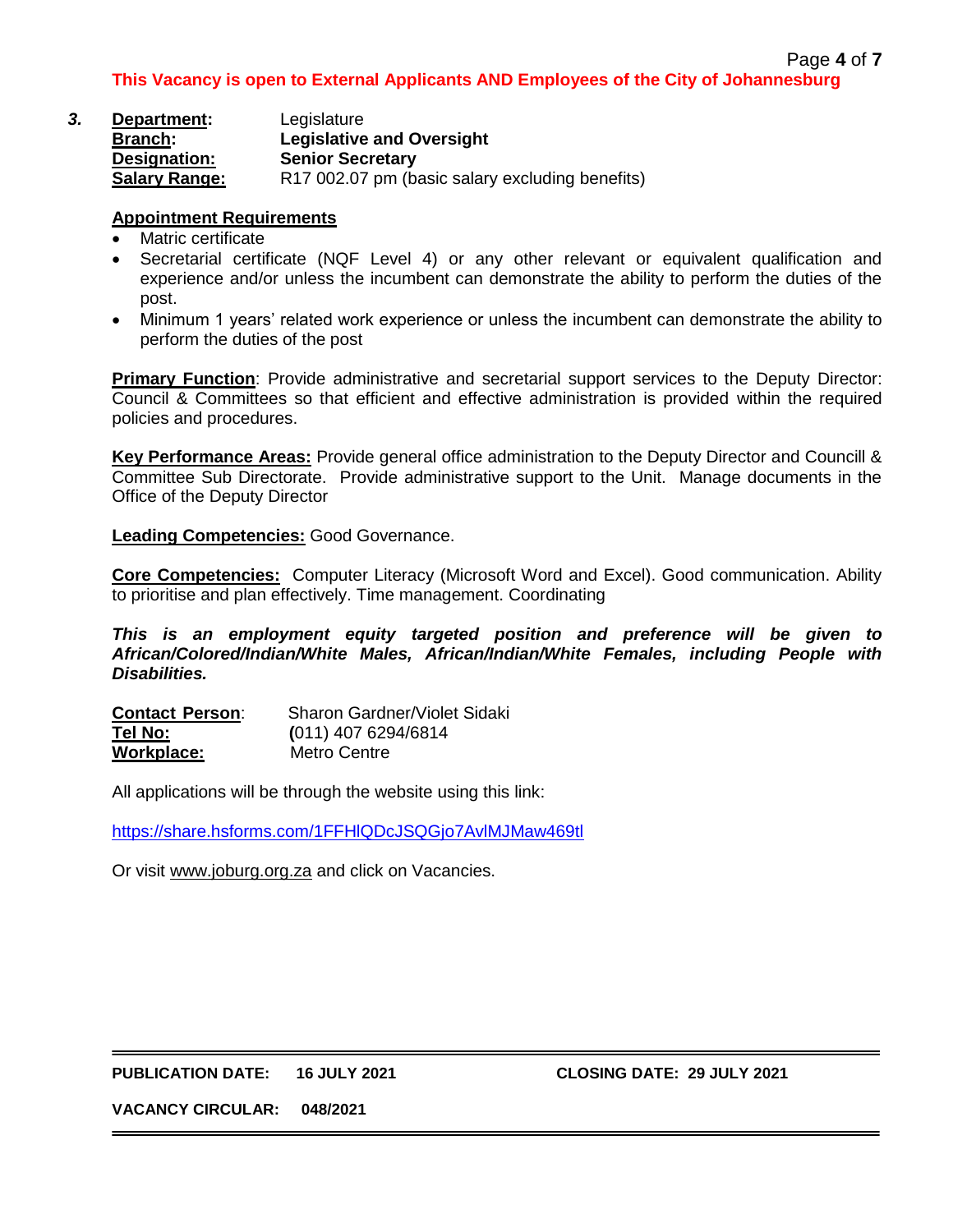**This Vacancy is open to External Applicants AND Employees of the City of Johannesburg**

***3.*** **Department:** Legislature
**Branch:** **Legislative and Oversight**
**Designation:** **Senior Secretary**
**Salary Range:** R17 002.07 pm (basic salary excluding benefits)

**Appointment Requirements**

- Matric certificate
- Secretarial certificate (NQF Level 4) or any other relevant or equivalent qualification and experience and/or unless the incumbent can demonstrate the ability to perform the duties of the post.
- Minimum 1 years' related work experience or unless the incumbent can demonstrate the ability to perform the duties of the post

**Primary Function**: Provide administrative and secretarial support services to the Deputy Director: Council & Committees so that efficient and effective administration is provided within the required policies and procedures.

**Key Performance Areas:** Provide general office administration to the Deputy Director and Councill & Committee Sub Directorate. Provide administrative support to the Unit. Manage documents in the Office of the Deputy Director

**Leading Competencies:** Good Governance.

**Core Competencies:** Computer Literacy (Microsoft Word and Excel). Good communication. Ability to prioritise and plan effectively. Time management. Coordinating

***This is an employment equity targeted position and preference will be given to African/Colored/Indian/White Males, African/Indian/White Females, including People with Disabilities.***

**Contact Person**: Sharon Gardner/Violet Sidaki
**Tel No:** (011) 407 6294/6814
**Workplace:** Metro Centre

All applications will be through the website using this link:

https://share.hsforms.com/1FFHlQDcJSQGjo7AvlMJMaw469tl

Or visit www.joburg.org.za and click on Vacancies.

**PUBLICATION DATE: 16 JULY 2021** **CLOSING DATE: 29 JULY 2021**

**VACANCY CIRCULAR: 048/2021**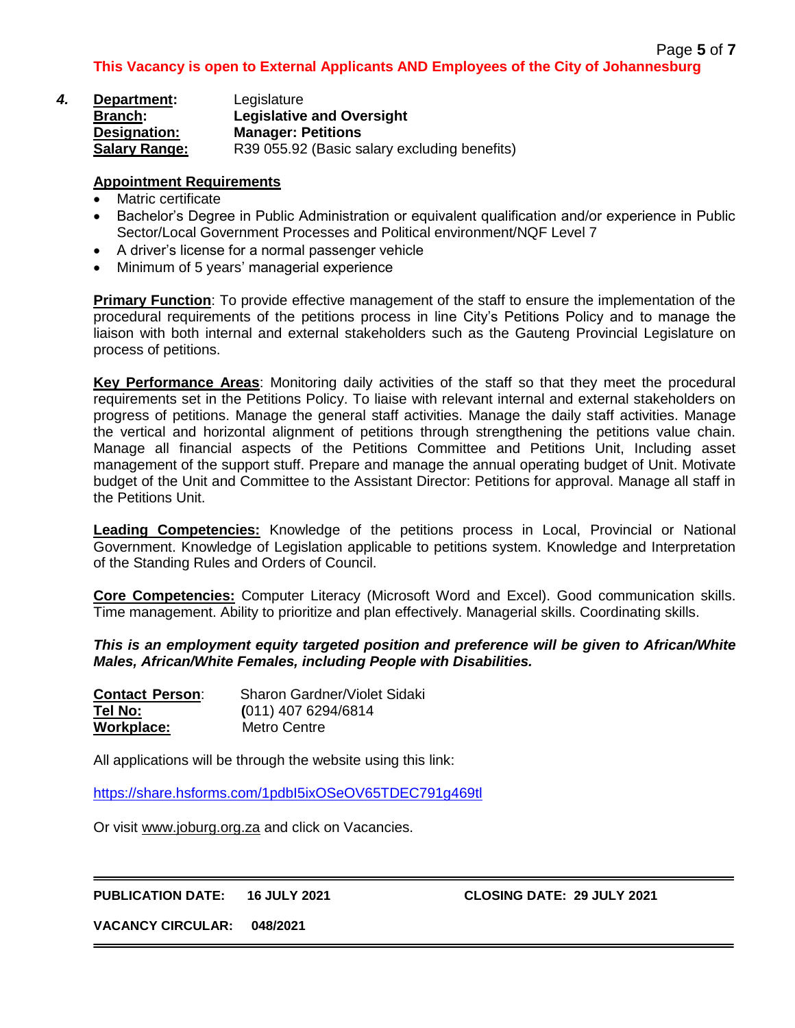**This Vacancy is open to External Applicants AND Employees of the City of Johannesburg**

***4.*** **Department:** Legislature
**Branch:** **Legislative and Oversight**
**Designation:** **Manager: Petitions**
**Salary Range:** R39 055.92 (Basic salary excluding benefits)

**Appointment Requirements**

- Matric certificate
- Bachelor's Degree in Public Administration or equivalent qualification and/or experience in Public Sector/Local Government Processes and Political environment/NQF Level 7
- A driver's license for a normal passenger vehicle
- Minimum of 5 years' managerial experience

**Primary Function**: To provide effective management of the staff to ensure the implementation of the procedural requirements of the petitions process in line City's Petitions Policy and to manage the liaison with both internal and external stakeholders such as the Gauteng Provincial Legislature on process of petitions.

**Key Performance Areas**: Monitoring daily activities of the staff so that they meet the procedural requirements set in the Petitions Policy. To liaise with relevant internal and external stakeholders on progress of petitions. Manage the general staff activities. Manage the daily staff activities. Manage the vertical and horizontal alignment of petitions through strengthening the petitions value chain. Manage all financial aspects of the Petitions Committee and Petitions Unit, Including asset management of the support stuff. Prepare and manage the annual operating budget of Unit. Motivate budget of the Unit and Committee to the Assistant Director: Petitions for approval. Manage all staff in the Petitions Unit.

**Leading Competencies:** Knowledge of the petitions process in Local, Provincial or National Government. Knowledge of Legislation applicable to petitions system. Knowledge and Interpretation of the Standing Rules and Orders of Council.

**Core Competencies:** Computer Literacy (Microsoft Word and Excel). Good communication skills. Time management. Ability to prioritize and plan effectively. Managerial skills. Coordinating skills.

***This is an employment equity targeted position and preference will be given to African/White Males, African/White Females, including People with Disabilities.***

**Contact Person**: Sharon Gardner/Violet Sidaki
**Tel No:** (011) 407 6294/6814
**Workplace:** Metro Centre

All applications will be through the website using this link:

https://share.hsforms.com/1pdbI5ixOSeOV65TDEC791g469tl

Or visit www.joburg.org.za and click on Vacancies.

---

**PUBLICATION DATE: 16 JULY 2021** **CLOSING DATE: 29 JULY 2021**

**VACANCY CIRCULAR: 048/2021**

---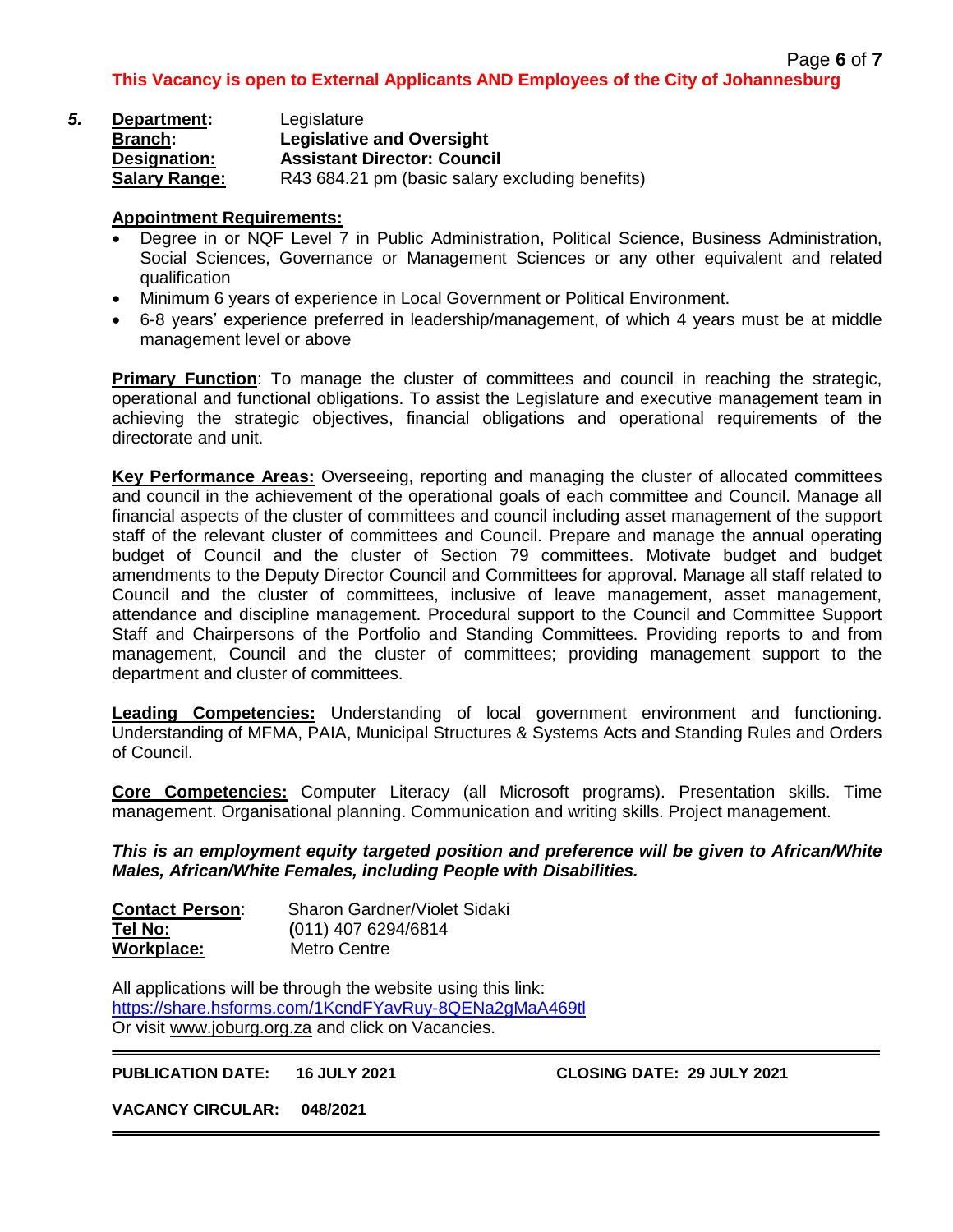**This Vacancy is open to External Applicants AND Employees of the City of Johannesburg**

***5.*** **Department:** Legislature
**Branch:** **Legislative and Oversight**
**Designation:** **Assistant Director: Council**
**Salary Range:** R43 684.21 pm (basic salary excluding benefits)

**Appointment Requirements:**

- Degree in or NQF Level 7 in Public Administration, Political Science, Business Administration, Social Sciences, Governance or Management Sciences or any other equivalent and related qualification
- Minimum 6 years of experience in Local Government or Political Environment.
- 6-8 years' experience preferred in leadership/management, of which 4 years must be at middle management level or above

**Primary Function**: To manage the cluster of committees and council in reaching the strategic, operational and functional obligations. To assist the Legislature and executive management team in achieving the strategic objectives, financial obligations and operational requirements of the directorate and unit.

**Key Performance Areas:** Overseeing, reporting and managing the cluster of allocated committees and council in the achievement of the operational goals of each committee and Council. Manage all financial aspects of the cluster of committees and council including asset management of the support staff of the relevant cluster of committees and Council. Prepare and manage the annual operating budget of Council and the cluster of Section 79 committees. Motivate budget and budget amendments to the Deputy Director Council and Committees for approval. Manage all staff related to Council and the cluster of committees, inclusive of leave management, asset management, attendance and discipline management. Procedural support to the Council and Committee Support Staff and Chairpersons of the Portfolio and Standing Committees. Providing reports to and from management, Council and the cluster of committees; providing management support to the department and cluster of committees.

**Leading Competencies:** Understanding of local government environment and functioning. Understanding of MFMA, PAIA, Municipal Structures & Systems Acts and Standing Rules and Orders of Council.

**Core Competencies:** Computer Literacy (all Microsoft programs). Presentation skills. Time management. Organisational planning. Communication and writing skills. Project management.

***This is an employment equity targeted position and preference will be given to African/White Males, African/White Females, including People with Disabilities.***

**Contact Person**: Sharon Gardner/Violet Sidaki
**Tel No:** (011) 407 6294/6814
**Workplace:** Metro Centre

All applications will be through the website using this link:
https://share.hsforms.com/1KcndFYavRuy-8QENa2gMaA469tl
Or visit www.joburg.org.za and click on Vacancies.

---

**PUBLICATION DATE: 16 JULY 2021** **CLOSING DATE: 29 JULY 2021**

**VACANCY CIRCULAR: 048/2021**

---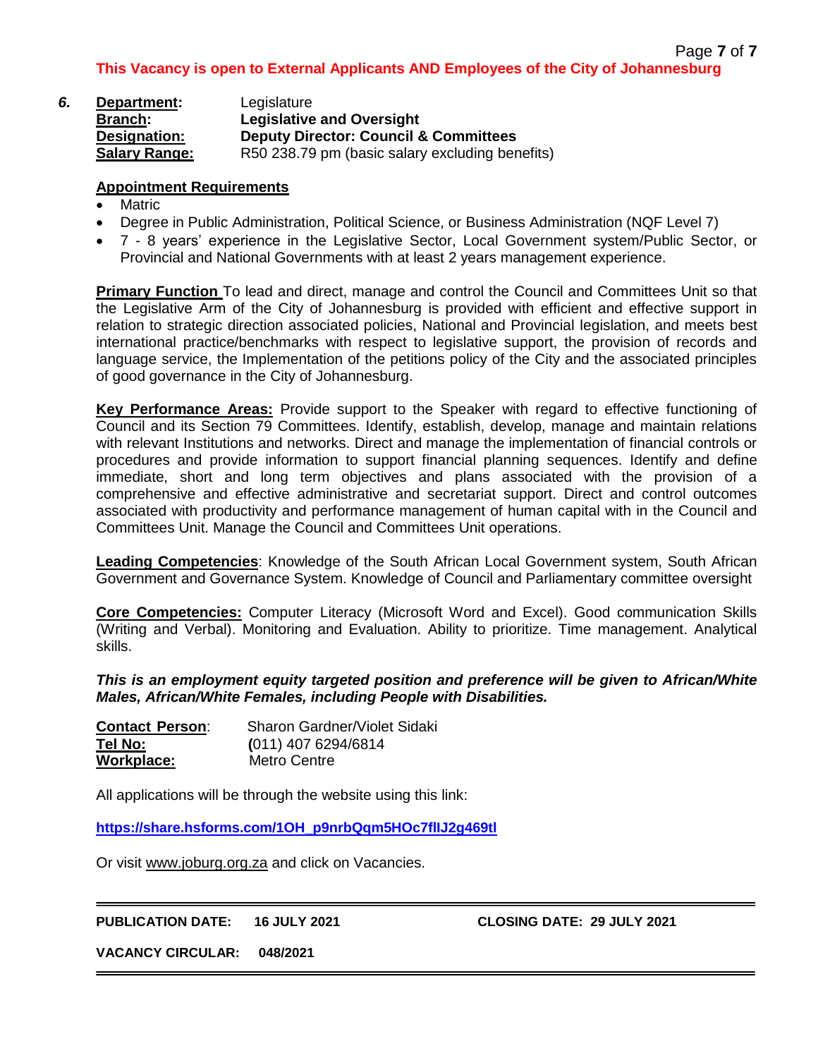**This Vacancy is open to External Applicants AND Employees of the City of Johannesburg**

***6.*** **Department:** Legislature
**Branch:** **Legislative and Oversight**
**Designation:** **Deputy Director: Council & Committees**
**Salary Range:** R50 238.79 pm (basic salary excluding benefits)

**Appointment Requirements**

- Matric
- Degree in Public Administration, Political Science, or Business Administration (NQF Level 7)
- 7 - 8 years' experience in the Legislative Sector, Local Government system/Public Sector, or Provincial and National Governments with at least 2 years management experience.

**Primary Function** To lead and direct, manage and control the Council and Committees Unit so that the Legislative Arm of the City of Johannesburg is provided with efficient and effective support in relation to strategic direction associated policies, National and Provincial legislation, and meets best international practice/benchmarks with respect to legislative support, the provision of records and language service, the Implementation of the petitions policy of the City and the associated principles of good governance in the City of Johannesburg.

**Key Performance Areas:** Provide support to the Speaker with regard to effective functioning of Council and its Section 79 Committees. Identify, establish, develop, manage and maintain relations with relevant Institutions and networks. Direct and manage the implementation of financial controls or procedures and provide information to support financial planning sequences. Identify and define immediate, short and long term objectives and plans associated with the provision of a comprehensive and effective administrative and secretariat support. Direct and control outcomes associated with productivity and performance management of human capital with in the Council and Committees Unit. Manage the Council and Committees Unit operations.

**Leading Competencies**: Knowledge of the South African Local Government system, South African Government and Governance System. Knowledge of Council and Parliamentary committee oversight

**Core Competencies:** Computer Literacy (Microsoft Word and Excel). Good communication Skills (Writing and Verbal). Monitoring and Evaluation. Ability to prioritize. Time management. Analytical skills.

***This is an employment equity targeted position and preference will be given to African/White Males, African/White Females, including People with Disabilities.***

**Contact Person**: Sharon Gardner/Violet Sidaki
**Tel No:** (011) 407 6294/6814
**Workplace:** Metro Centre

All applications will be through the website using this link:

**https://share.hsforms.com/1OH_p9nrbQqm5HOc7flIJ2g469tl**

Or visit www.joburg.org.za and click on Vacancies.

---

**PUBLICATION DATE: 16 JULY 2021** **CLOSING DATE: 29 JULY 2021**

**VACANCY CIRCULAR: 048/2021**

---